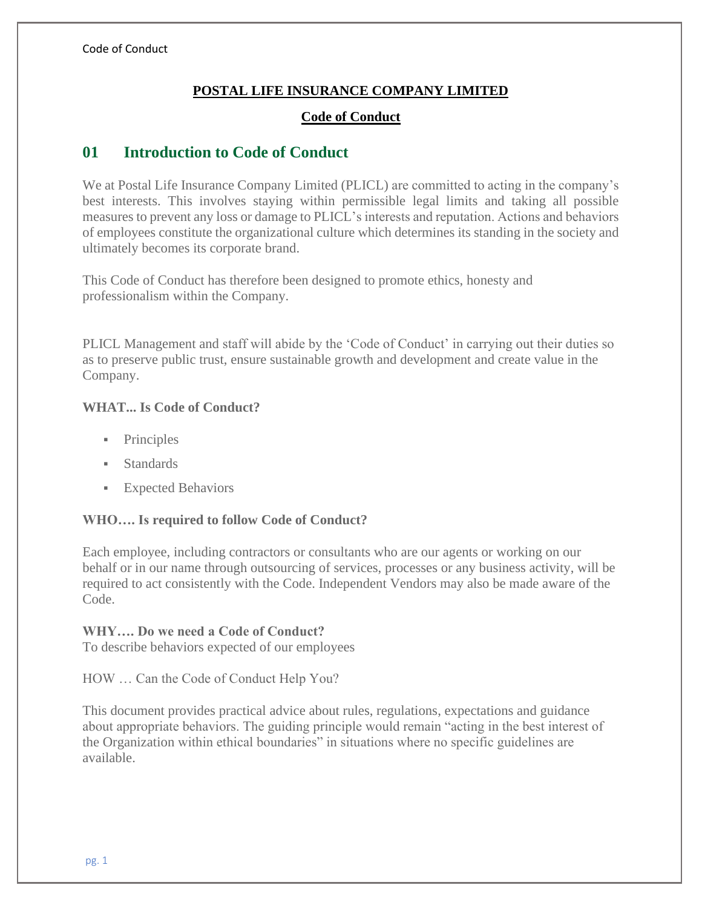# POSTAL LIFE INSURANCE COMPANY LIMITED

## Code of Conduct

## 01 Introduction to Code of Conduct

We at Postal Life Insurance Company Limited (PLICL) are committed to acting in the company's best interests. This involves staying within permissible legal limits and taking all possible measures to prevent any loss or damage to PLICL's interests and reputation. Actions and behaviors of employees constitute the organizational culture which determines its standing in the society and ultimately becomes its corporate brand.

This Code of Conduct has therefore been designed to promote ethics, honesty and professionalism within the Company.

PLICL Management and staff will abide by the 'Code of Conduct' in carrying out their duties so as to preserve public trust, ensure sustainable growth and development and create value in the Company.

**WHAT... Is Code of Conduct?**

- Principles
- Standards
- Expected Behaviors

**WHO…. Is required to follow Code of Conduct?**

Each employee, including contractors or consultants who are our agents or working on our behalf or in our name through outsourcing of services, processes or any business activity, will be required to act consistently with the Code. Independent Vendors may also be made aware of the Code.

**WHY…. Do we need a Code of Conduct?**
To describe behaviors expected of our employees

HOW … Can the Code of Conduct Help You?

This document provides practical advice about rules, regulations, expectations and guidance about appropriate behaviors. The guiding principle would remain "acting in the best interest of the Organization within ethical boundaries" in situations where no specific guidelines are available.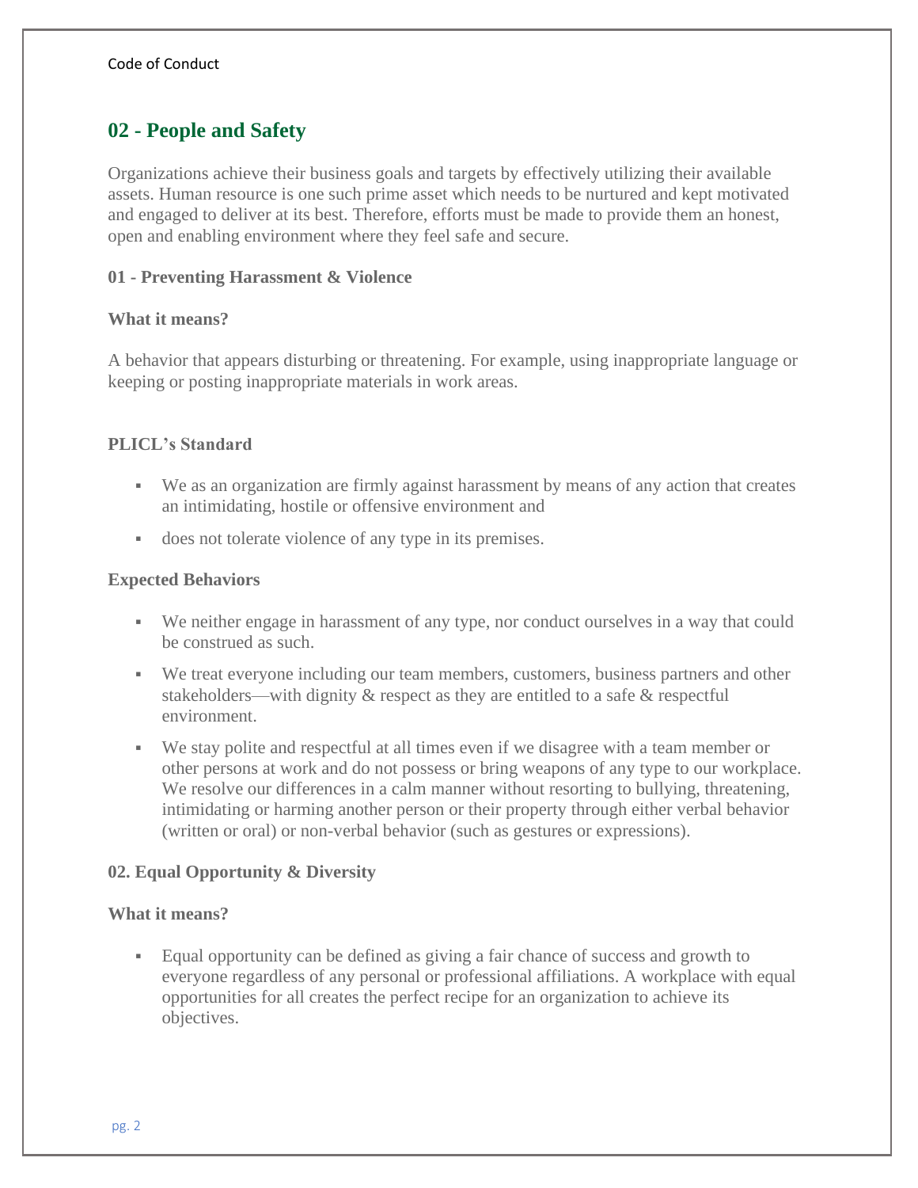## 02 - People and Safety

Organizations achieve their business goals and targets by effectively utilizing their available assets. Human resource is one such prime asset which needs to be nurtured and kept motivated and engaged to deliver at its best. Therefore, efforts must be made to provide them an honest, open and enabling environment where they feel safe and secure.

### 01 - Preventing Harassment & Violence

#### What it means?

A behavior that appears disturbing or threatening. For example, using inappropriate language or keeping or posting inappropriate materials in work areas.

#### PLICL's Standard

- We as an organization are firmly against harassment by means of any action that creates an intimidating, hostile or offensive environment and
- does not tolerate violence of any type in its premises.

#### Expected Behaviors

- We neither engage in harassment of any type, nor conduct ourselves in a way that could be construed as such.
- We treat everyone including our team members, customers, business partners and other stakeholders—with dignity & respect as they are entitled to a safe & respectful environment.
- We stay polite and respectful at all times even if we disagree with a team member or other persons at work and do not possess or bring weapons of any type to our workplace. We resolve our differences in a calm manner without resorting to bullying, threatening, intimidating or harming another person or their property through either verbal behavior (written or oral) or non-verbal behavior (such as gestures or expressions).

### 02. Equal Opportunity & Diversity

#### What it means?

- Equal opportunity can be defined as giving a fair chance of success and growth to everyone regardless of any personal or professional affiliations. A workplace with equal opportunities for all creates the perfect recipe for an organization to achieve its objectives.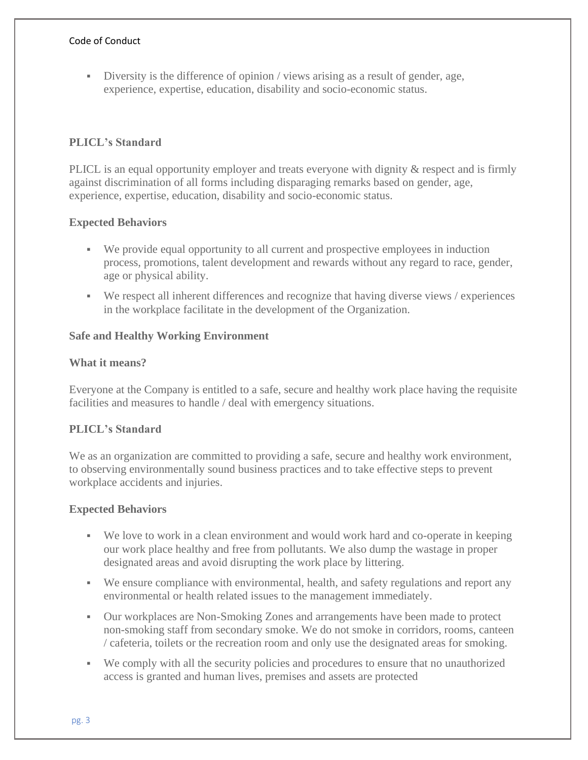- Diversity is the difference of opinion / views arising as a result of gender, age, experience, expertise, education, disability and socio-economic status.

### PLICL's Standard

PLICL is an equal opportunity employer and treats everyone with dignity & respect and is firmly against discrimination of all forms including disparaging remarks based on gender, age, experience, expertise, education, disability and socio-economic status.

### Expected Behaviors

- We provide equal opportunity to all current and prospective employees in induction process, promotions, talent development and rewards without any regard to race, gender, age or physical ability.
- We respect all inherent differences and recognize that having diverse views / experiences in the workplace facilitate in the development of the Organization.

## Safe and Healthy Working Environment

### What it means?

Everyone at the Company is entitled to a safe, secure and healthy work place having the requisite facilities and measures to handle / deal with emergency situations.

### PLICL's Standard

We as an organization are committed to providing a safe, secure and healthy work environment, to observing environmentally sound business practices and to take effective steps to prevent workplace accidents and injuries.

### Expected Behaviors

- We love to work in a clean environment and would work hard and co-operate in keeping our work place healthy and free from pollutants. We also dump the wastage in proper designated areas and avoid disrupting the work place by littering.
- We ensure compliance with environmental, health, and safety regulations and report any environmental or health related issues to the management immediately.
- Our workplaces are Non-Smoking Zones and arrangements have been made to protect non-smoking staff from secondary smoke. We do not smoke in corridors, rooms, canteen / cafeteria, toilets or the recreation room and only use the designated areas for smoking.
- We comply with all the security policies and procedures to ensure that no unauthorized access is granted and human lives, premises and assets are protected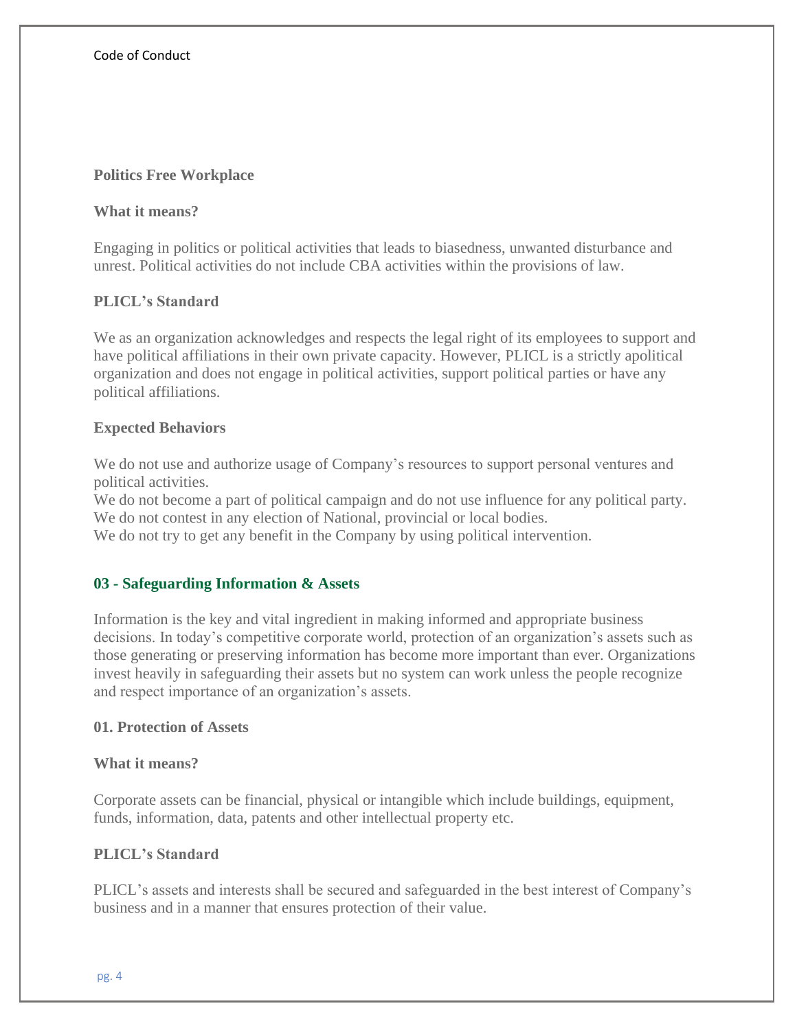### Politics Free Workplace

**What it means?**

Engaging in politics or political activities that leads to biasedness, unwanted disturbance and unrest. Political activities do not include CBA activities within the provisions of law.

**PLICL's Standard**

We as an organization acknowledges and respects the legal right of its employees to support and have political affiliations in their own private capacity. However, PLICL is a strictly apolitical organization and does not engage in political activities, support political parties or have any political affiliations.

**Expected Behaviors**

We do not use and authorize usage of Company's resources to support personal ventures and political activities.
We do not become a part of political campaign and do not use influence for any political party.
We do not contest in any election of National, provincial or local bodies.
We do not try to get any benefit in the Company by using political intervention.

## 03 - Safeguarding Information & Assets

Information is the key and vital ingredient in making informed and appropriate business decisions. In today's competitive corporate world, protection of an organization's assets such as those generating or preserving information has become more important than ever. Organizations invest heavily in safeguarding their assets but no system can work unless the people recognize and respect importance of an organization's assets.

### 01. Protection of Assets

**What it means?**

Corporate assets can be financial, physical or intangible which include buildings, equipment, funds, information, data, patents and other intellectual property etc.

**PLICL's Standard**

PLICL's assets and interests shall be secured and safeguarded in the best interest of Company's business and in a manner that ensures protection of their value.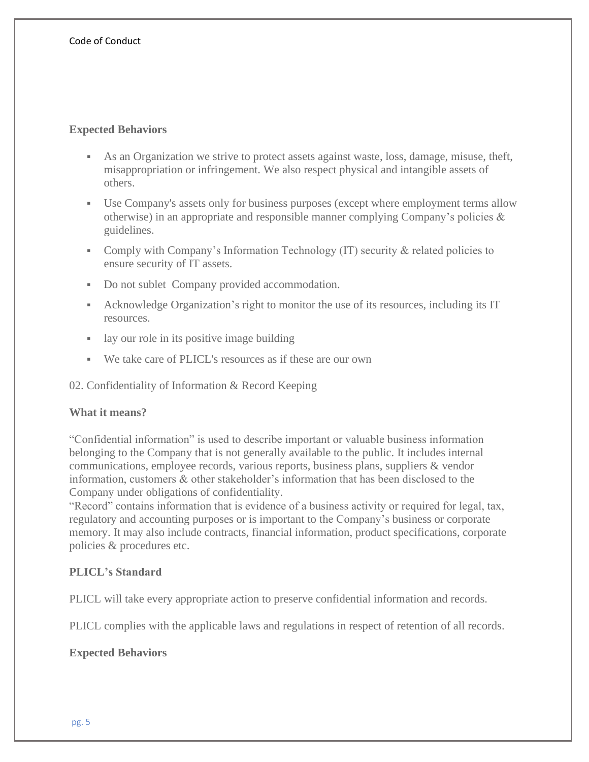### Expected Behaviors

- As an Organization we strive to protect assets against waste, loss, damage, misuse, theft, misappropriation or infringement. We also respect physical and intangible assets of others.
- Use Company's assets only for business purposes (except where employment terms allow otherwise) in an appropriate and responsible manner complying Company's policies & guidelines.
- Comply with Company's Information Technology (IT) security & related policies to ensure security of IT assets.
- Do not sublet Company provided accommodation.
- Acknowledge Organization's right to monitor the use of its resources, including its IT resources.
- lay our role in its positive image building
- We take care of PLICL's resources as if these are our own

02. Confidentiality of Information & Record Keeping

### What it means?

"Confidential information" is used to describe important or valuable business information belonging to the Company that is not generally available to the public. It includes internal communications, employee records, various reports, business plans, suppliers & vendor information, customers & other stakeholder's information that has been disclosed to the Company under obligations of confidentiality.

"Record" contains information that is evidence of a business activity or required for legal, tax, regulatory and accounting purposes or is important to the Company's business or corporate memory. It may also include contracts, financial information, product specifications, corporate policies & procedures etc.

### PLICL's Standard

PLICL will take every appropriate action to preserve confidential information and records.

PLICL complies with the applicable laws and regulations in respect of retention of all records.

### Expected Behaviors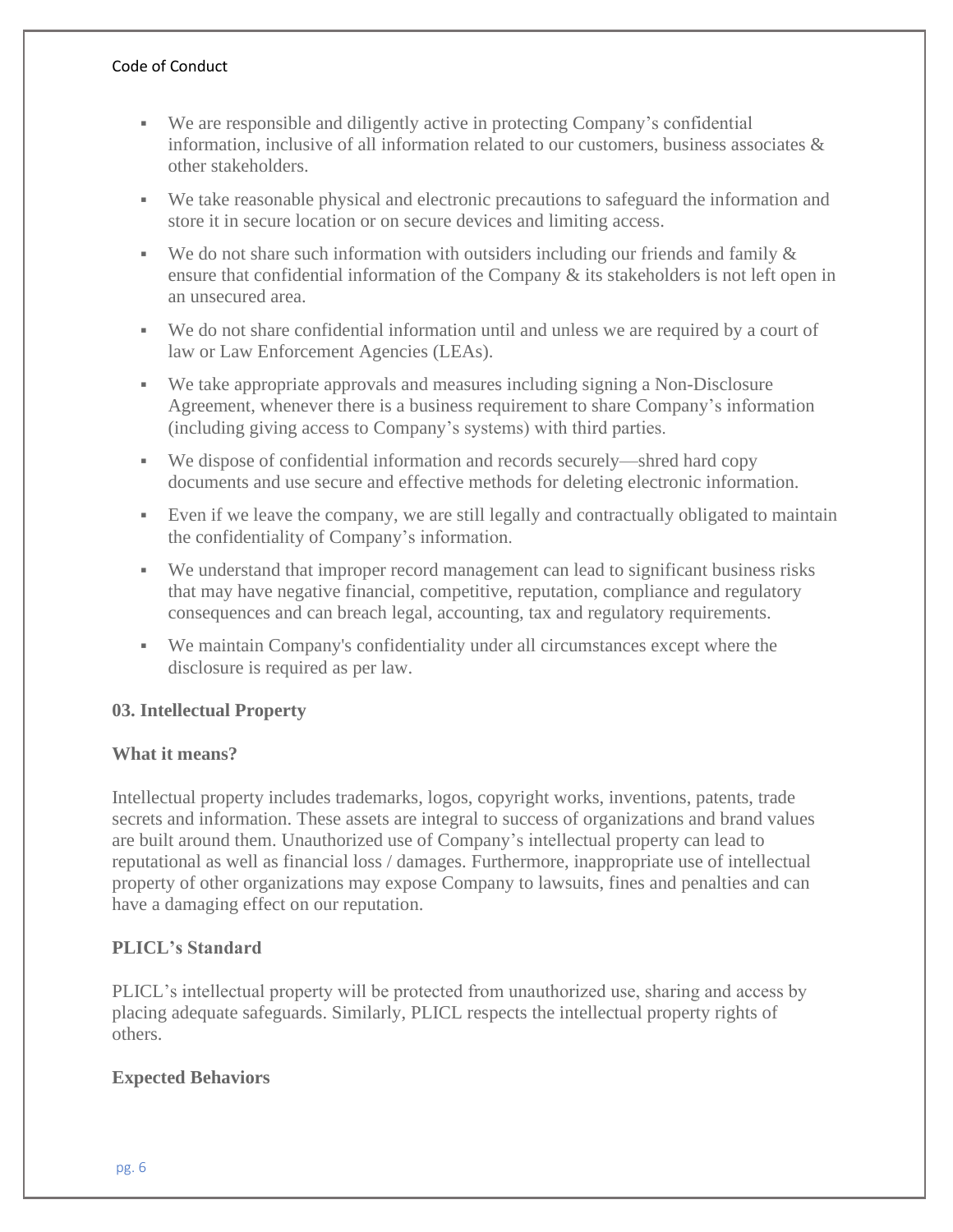- We are responsible and diligently active in protecting Company's confidential information, inclusive of all information related to our customers, business associates & other stakeholders.
- We take reasonable physical and electronic precautions to safeguard the information and store it in secure location or on secure devices and limiting access.
- We do not share such information with outsiders including our friends and family & ensure that confidential information of the Company & its stakeholders is not left open in an unsecured area.
- We do not share confidential information until and unless we are required by a court of law or Law Enforcement Agencies (LEAs).
- We take appropriate approvals and measures including signing a Non-Disclosure Agreement, whenever there is a business requirement to share Company's information (including giving access to Company's systems) with third parties.
- We dispose of confidential information and records securely—shred hard copy documents and use secure and effective methods for deleting electronic information.
- Even if we leave the company, we are still legally and contractually obligated to maintain the confidentiality of Company's information.
- We understand that improper record management can lead to significant business risks that may have negative financial, competitive, reputation, compliance and regulatory consequences and can breach legal, accounting, tax and regulatory requirements.
- We maintain Company's confidentiality under all circumstances except where the disclosure is required as per law.

## 03. Intellectual Property

### What it means?

Intellectual property includes trademarks, logos, copyright works, inventions, patents, trade secrets and information. These assets are integral to success of organizations and brand values are built around them. Unauthorized use of Company's intellectual property can lead to reputational as well as financial loss / damages. Furthermore, inappropriate use of intellectual property of other organizations may expose Company to lawsuits, fines and penalties and can have a damaging effect on our reputation.

### PLICL's Standard

PLICL's intellectual property will be protected from unauthorized use, sharing and access by placing adequate safeguards. Similarly, PLICL respects the intellectual property rights of others.

### Expected Behaviors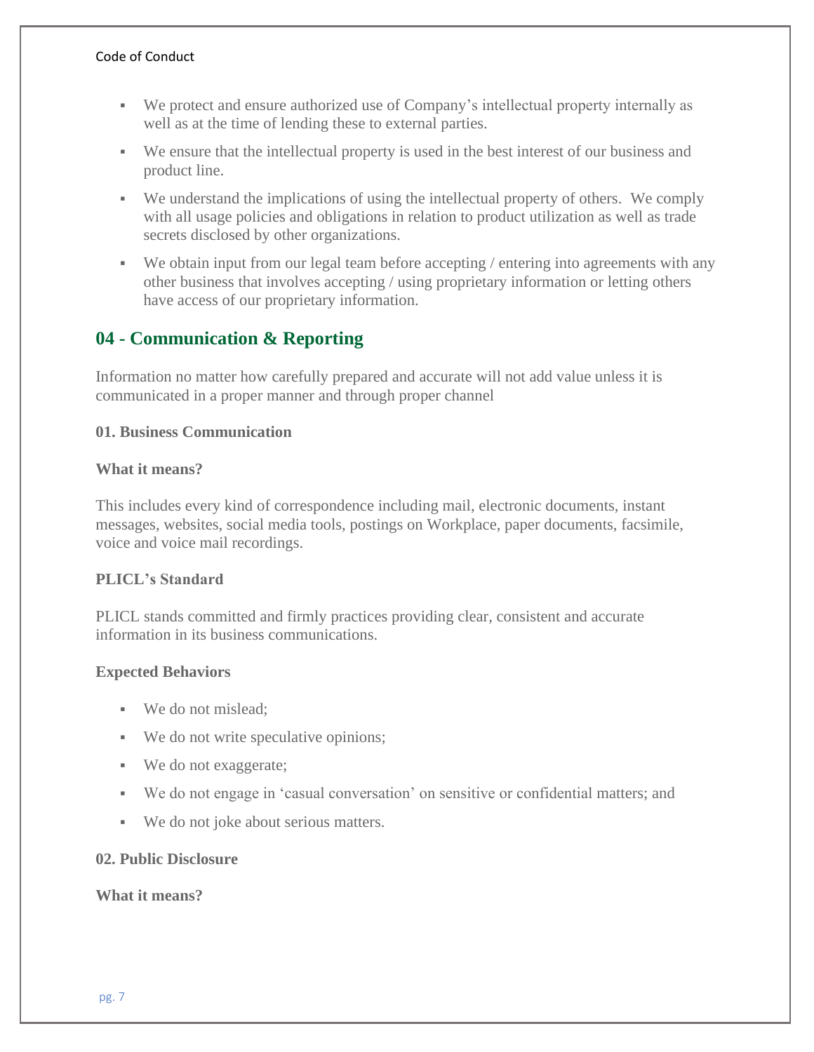- We protect and ensure authorized use of Company's intellectual property internally as well as at the time of lending these to external parties.
- We ensure that the intellectual property is used in the best interest of our business and product line.
- We understand the implications of using the intellectual property of others. We comply with all usage policies and obligations in relation to product utilization as well as trade secrets disclosed by other organizations.
- We obtain input from our legal team before accepting / entering into agreements with any other business that involves accepting / using proprietary information or letting others have access of our proprietary information.

## 04 - Communication & Reporting

Information no matter how carefully prepared and accurate will not add value unless it is communicated in a proper manner and through proper channel

**01. Business Communication**

**What it means?**

This includes every kind of correspondence including mail, electronic documents, instant messages, websites, social media tools, postings on Workplace, paper documents, facsimile, voice and voice mail recordings.

**PLICL's Standard**

PLICL stands committed and firmly practices providing clear, consistent and accurate information in its business communications.

**Expected Behaviors**

- We do not mislead;
- We do not write speculative opinions;
- We do not exaggerate;
- We do not engage in 'casual conversation' on sensitive or confidential matters; and
- We do not joke about serious matters.

**02. Public Disclosure**

**What it means?**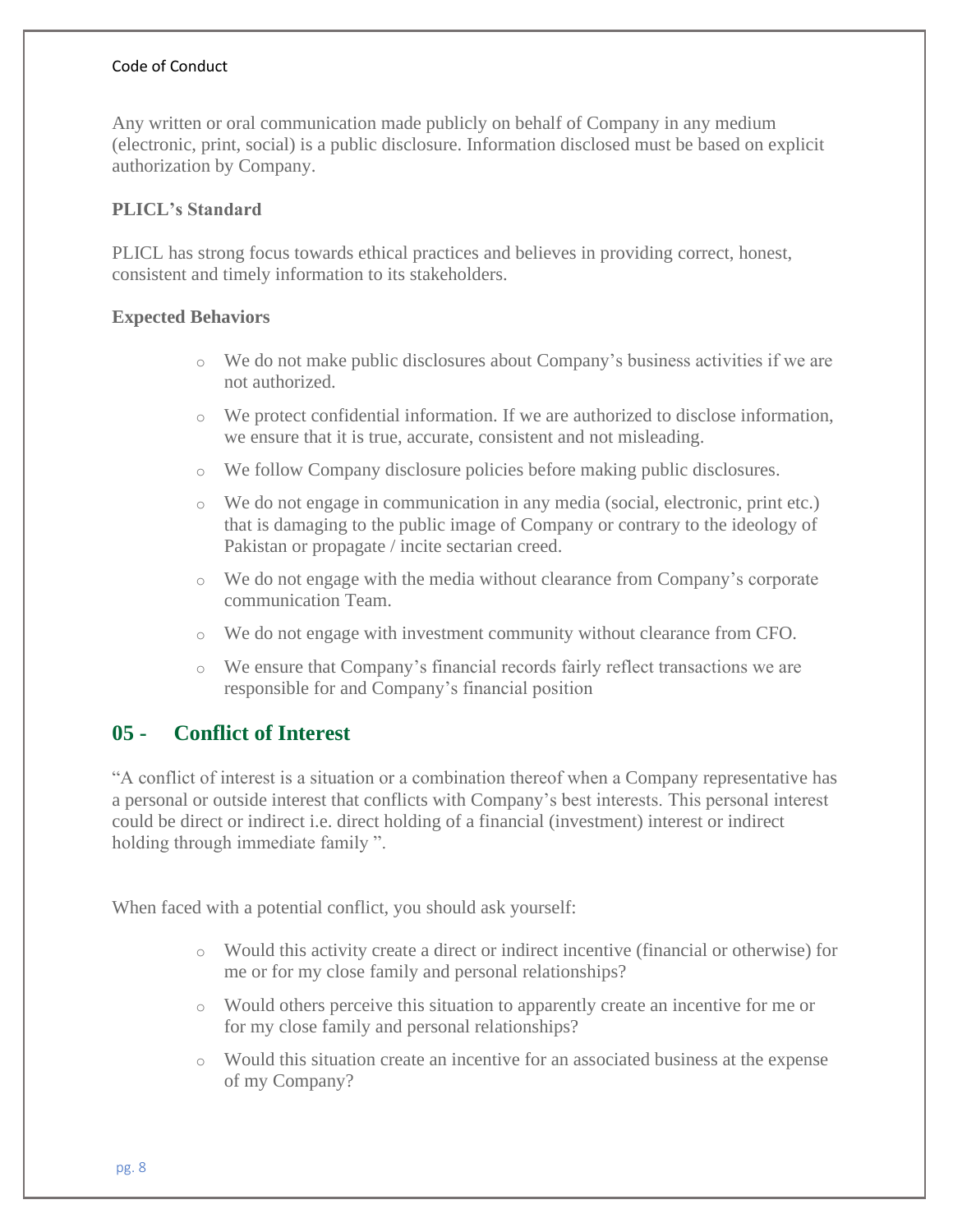Any written or oral communication made publicly on behalf of Company in any medium (electronic, print, social) is a public disclosure. Information disclosed must be based on explicit authorization by Company.

**PLICL's Standard**

PLICL has strong focus towards ethical practices and believes in providing correct, honest, consistent and timely information to its stakeholders.

**Expected Behaviors**

- We do not make public disclosures about Company's business activities if we are not authorized.
- We protect confidential information. If we are authorized to disclose information, we ensure that it is true, accurate, consistent and not misleading.
- We follow Company disclosure policies before making public disclosures.
- We do not engage in communication in any media (social, electronic, print etc.) that is damaging to the public image of Company or contrary to the ideology of Pakistan or propagate / incite sectarian creed.
- We do not engage with the media without clearance from Company's corporate communication Team.
- We do not engage with investment community without clearance from CFO.
- We ensure that Company's financial records fairly reflect transactions we are responsible for and Company's financial position

## 05 - Conflict of Interest

"A conflict of interest is a situation or a combination thereof when a Company representative has a personal or outside interest that conflicts with Company's best interests. This personal interest could be direct or indirect i.e. direct holding of a financial (investment) interest or indirect holding through immediate family ".

When faced with a potential conflict, you should ask yourself:

- Would this activity create a direct or indirect incentive (financial or otherwise) for me or for my close family and personal relationships?
- Would others perceive this situation to apparently create an incentive for me or for my close family and personal relationships?
- Would this situation create an incentive for an associated business at the expense of my Company?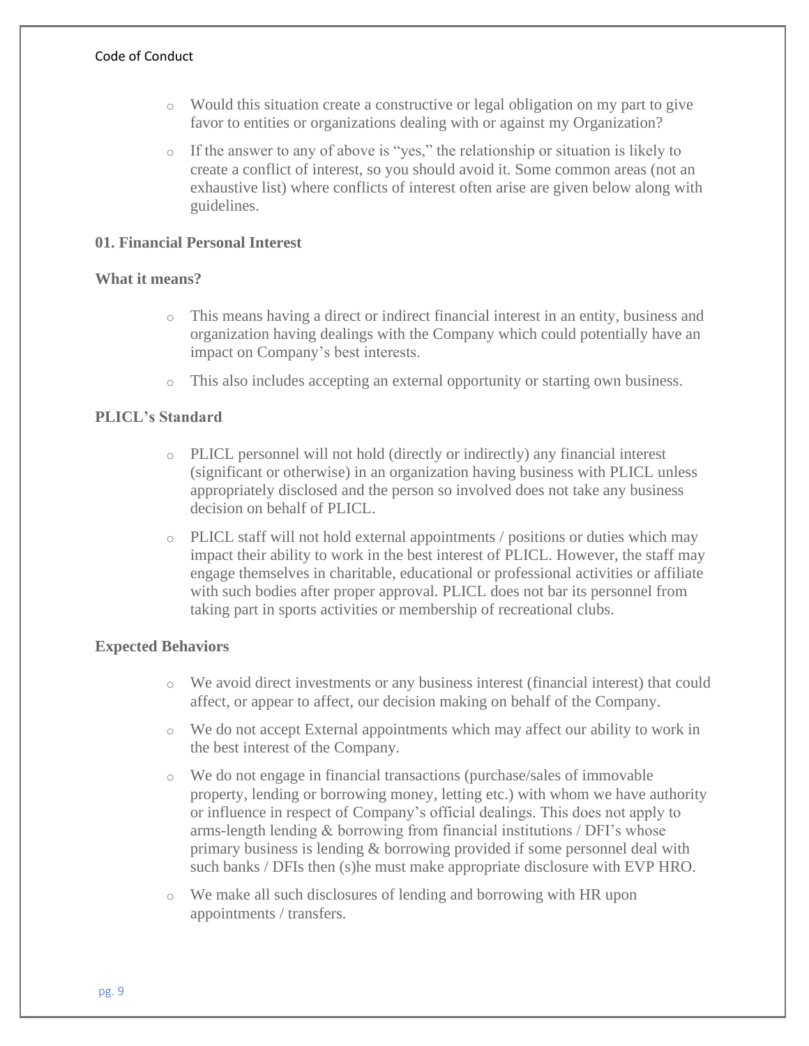- Would this situation create a constructive or legal obligation on my part to give favor to entities or organizations dealing with or against my Organization?
- If the answer to any of above is "yes," the relationship or situation is likely to create a conflict of interest, so you should avoid it. Some common areas (not an exhaustive list) where conflicts of interest often arise are given below along with guidelines.

### 01. Financial Personal Interest

#### What it means?

- This means having a direct or indirect financial interest in an entity, business and organization having dealings with the Company which could potentially have an impact on Company's best interests.
- This also includes accepting an external opportunity or starting own business.

#### PLICL's Standard

- PLICL personnel will not hold (directly or indirectly) any financial interest (significant or otherwise) in an organization having business with PLICL unless appropriately disclosed and the person so involved does not take any business decision on behalf of PLICL.
- PLICL staff will not hold external appointments / positions or duties which may impact their ability to work in the best interest of PLICL. However, the staff may engage themselves in charitable, educational or professional activities or affiliate with such bodies after proper approval. PLICL does not bar its personnel from taking part in sports activities or membership of recreational clubs.

#### Expected Behaviors

- We avoid direct investments or any business interest (financial interest) that could affect, or appear to affect, our decision making on behalf of the Company.
- We do not accept External appointments which may affect our ability to work in the best interest of the Company.
- We do not engage in financial transactions (purchase/sales of immovable property, lending or borrowing money, letting etc.) with whom we have authority or influence in respect of Company's official dealings. This does not apply to arms-length lending & borrowing from financial institutions / DFI's whose primary business is lending & borrowing provided if some personnel deal with such banks / DFIs then (s)he must make appropriate disclosure with EVP HRO.
- We make all such disclosures of lending and borrowing with HR upon appointments / transfers.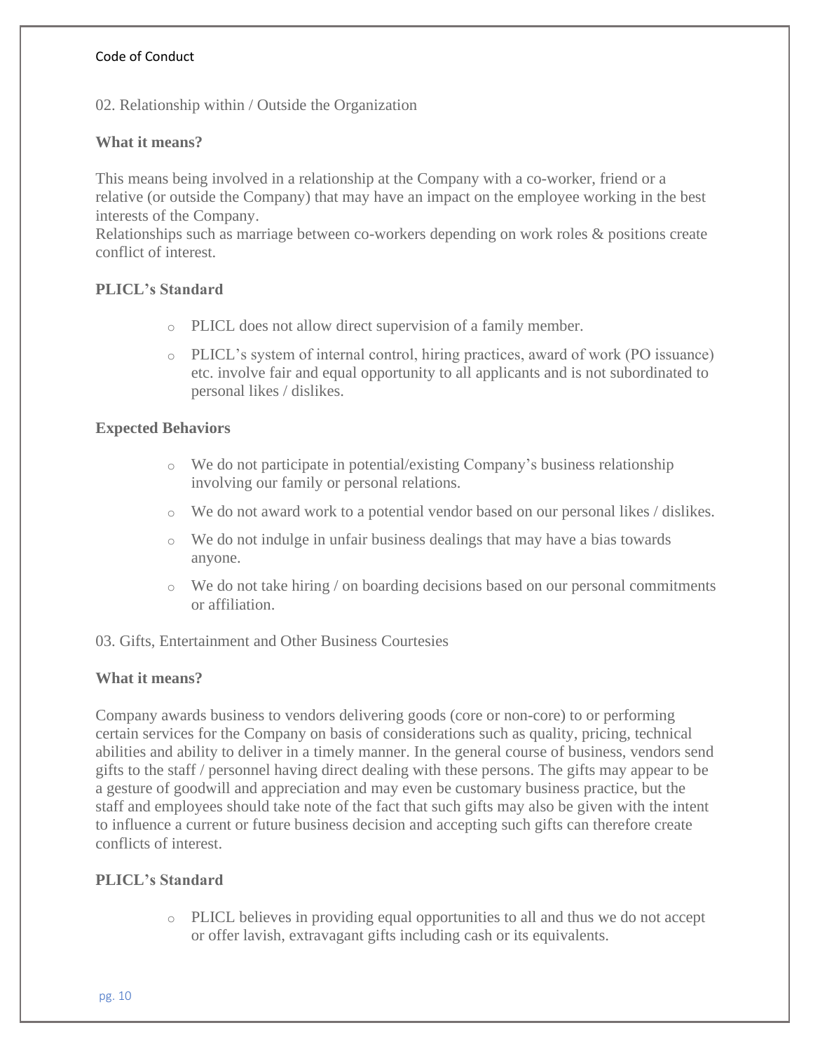## 02. Relationship within / Outside the Organization

### What it means?

This means being involved in a relationship at the Company with a co-worker, friend or a relative (or outside the Company) that may have an impact on the employee working in the best interests of the Company.
Relationships such as marriage between co-workers depending on work roles & positions create conflict of interest.

### PLICL's Standard

- PLICL does not allow direct supervision of a family member.
- PLICL's system of internal control, hiring practices, award of work (PO issuance) etc. involve fair and equal opportunity to all applicants and is not subordinated to personal likes / dislikes.

### Expected Behaviors

- We do not participate in potential/existing Company's business relationship involving our family or personal relations.
- We do not award work to a potential vendor based on our personal likes / dislikes.
- We do not indulge in unfair business dealings that may have a bias towards anyone.
- We do not take hiring / on boarding decisions based on our personal commitments or affiliation.

## 03. Gifts, Entertainment and Other Business Courtesies

### What it means?

Company awards business to vendors delivering goods (core or non-core) to or performing certain services for the Company on basis of considerations such as quality, pricing, technical abilities and ability to deliver in a timely manner. In the general course of business, vendors send gifts to the staff / personnel having direct dealing with these persons. The gifts may appear to be a gesture of goodwill and appreciation and may even be customary business practice, but the staff and employees should take note of the fact that such gifts may also be given with the intent to influence a current or future business decision and accepting such gifts can therefore create conflicts of interest.

### PLICL's Standard

- PLICL believes in providing equal opportunities to all and thus we do not accept or offer lavish, extravagant gifts including cash or its equivalents.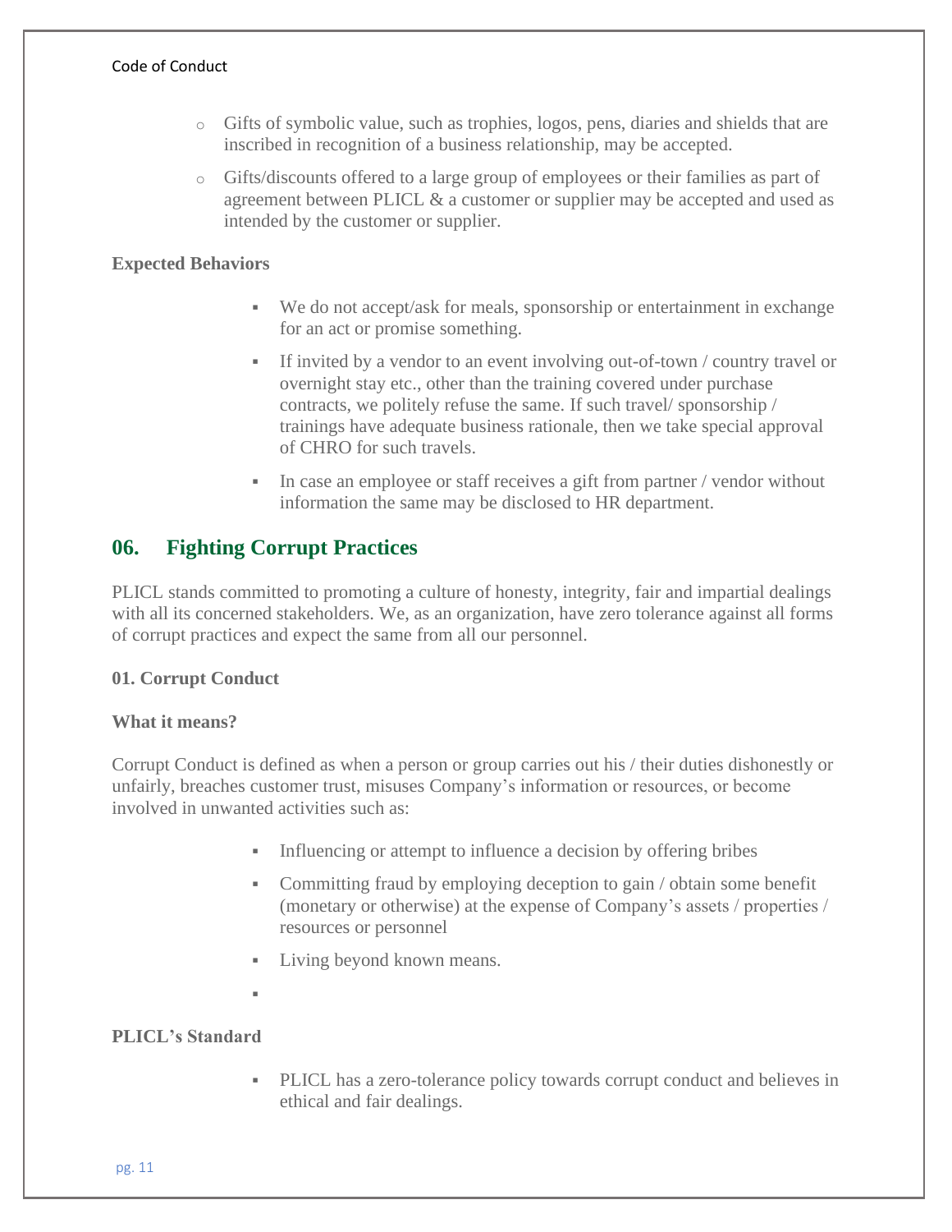- Gifts of symbolic value, such as trophies, logos, pens, diaries and shields that are inscribed in recognition of a business relationship, may be accepted.
- Gifts/discounts offered to a large group of employees or their families as part of agreement between PLICL & a customer or supplier may be accepted and used as intended by the customer or supplier.

**Expected Behaviors**

- We do not accept/ask for meals, sponsorship or entertainment in exchange for an act or promise something.
- If invited by a vendor to an event involving out-of-town / country travel or overnight stay etc., other than the training covered under purchase contracts, we politely refuse the same. If such travel/ sponsorship / trainings have adequate business rationale, then we take special approval of CHRO for such travels.
- In case an employee or staff receives a gift from partner / vendor without information the same may be disclosed to HR department.

## 06. Fighting Corrupt Practices

PLICL stands committed to promoting a culture of honesty, integrity, fair and impartial dealings with all its concerned stakeholders. We, as an organization, have zero tolerance against all forms of corrupt practices and expect the same from all our personnel.

**01. Corrupt Conduct**

**What it means?**

Corrupt Conduct is defined as when a person or group carries out his / their duties dishonestly or unfairly, breaches customer trust, misuses Company's information or resources, or become involved in unwanted activities such as:

- Influencing or attempt to influence a decision by offering bribes
- Committing fraud by employing deception to gain / obtain some benefit (monetary or otherwise) at the expense of Company's assets / properties / resources or personnel
- Living beyond known means.

**PLICL's Standard**

- PLICL has a zero-tolerance policy towards corrupt conduct and believes in ethical and fair dealings.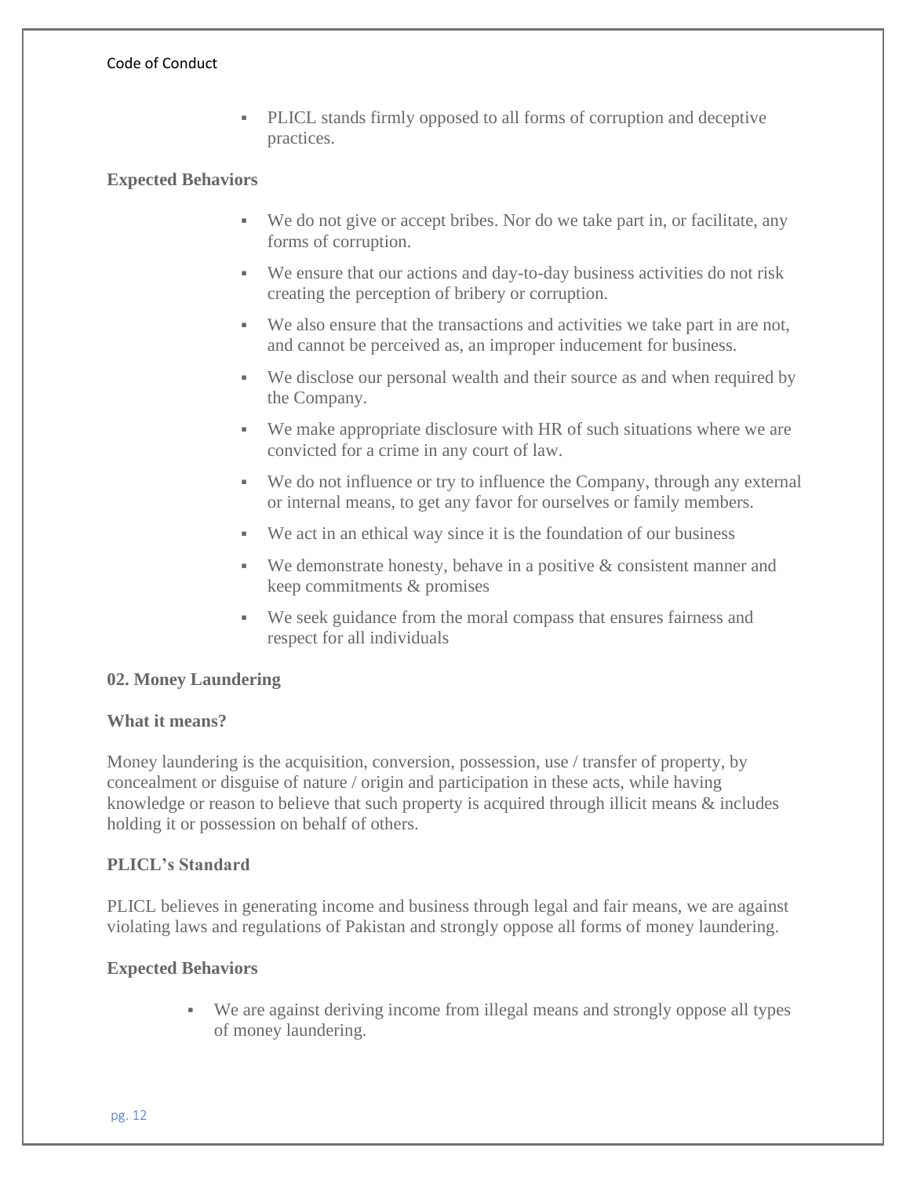- PLICL stands firmly opposed to all forms of corruption and deceptive practices.

**Expected Behaviors**

- We do not give or accept bribes. Nor do we take part in, or facilitate, any forms of corruption.
- We ensure that our actions and day-to-day business activities do not risk creating the perception of bribery or corruption.
- We also ensure that the transactions and activities we take part in are not, and cannot be perceived as, an improper inducement for business.
- We disclose our personal wealth and their source as and when required by the Company.
- We make appropriate disclosure with HR of such situations where we are convicted for a crime in any court of law.
- We do not influence or try to influence the Company, through any external or internal means, to get any favor for ourselves or family members.
- We act in an ethical way since it is the foundation of our business
- We demonstrate honesty, behave in a positive & consistent manner and keep commitments & promises
- We seek guidance from the moral compass that ensures fairness and respect for all individuals

**02. Money Laundering**

**What it means?**

Money laundering is the acquisition, conversion, possession, use / transfer of property, by concealment or disguise of nature / origin and participation in these acts, while having knowledge or reason to believe that such property is acquired through illicit means & includes holding it or possession on behalf of others.

**PLICL's Standard**

PLICL believes in generating income and business through legal and fair means, we are against violating laws and regulations of Pakistan and strongly oppose all forms of money laundering.

**Expected Behaviors**

- We are against deriving income from illegal means and strongly oppose all types of money laundering.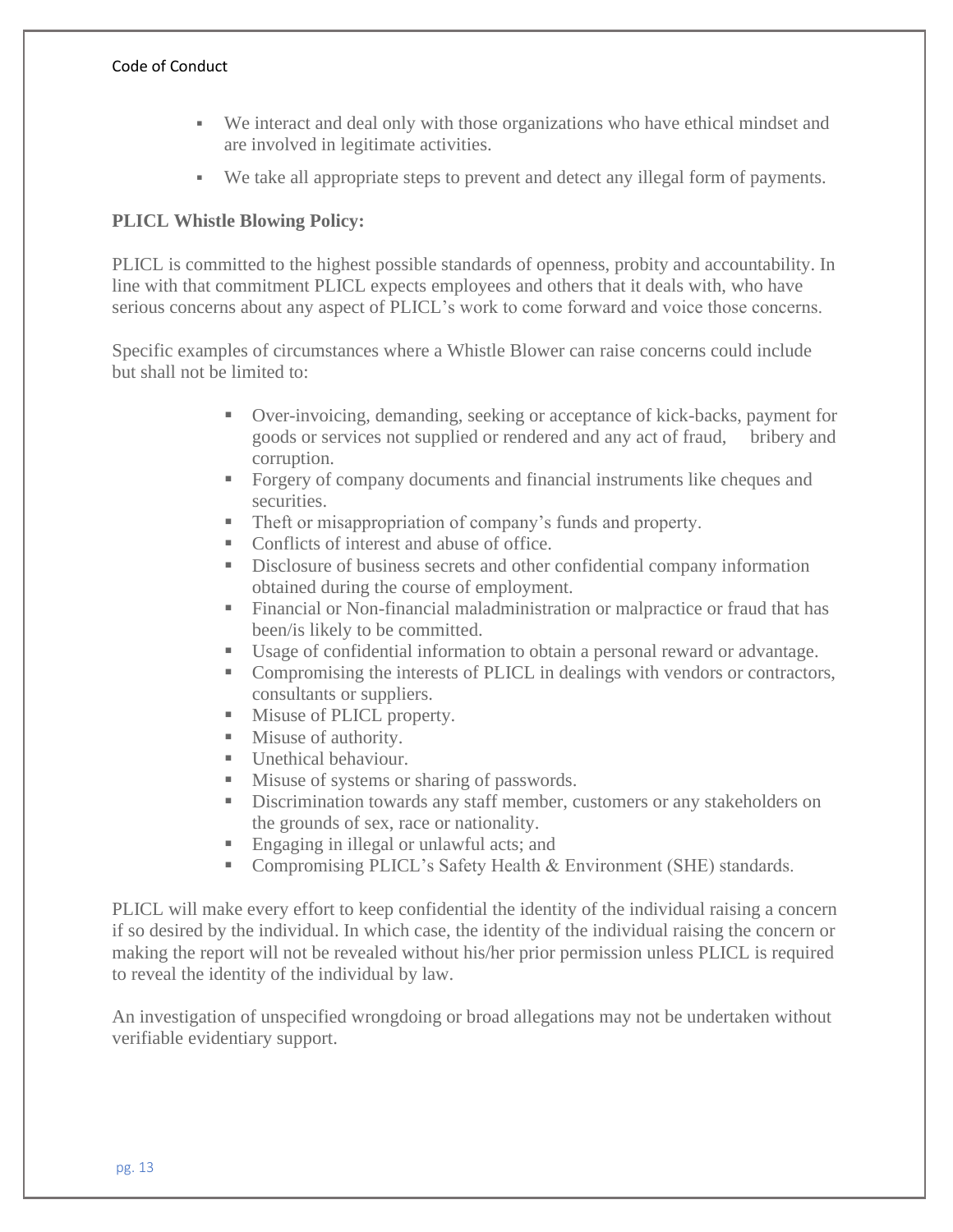- We interact and deal only with those organizations who have ethical mindset and are involved in legitimate activities.
- We take all appropriate steps to prevent and detect any illegal form of payments.

**PLICL Whistle Blowing Policy:**

PLICL is committed to the highest possible standards of openness, probity and accountability. In line with that commitment PLICL expects employees and others that it deals with, who have serious concerns about any aspect of PLICL's work to come forward and voice those concerns.

Specific examples of circumstances where a Whistle Blower can raise concerns could include but shall not be limited to:

- Over-invoicing, demanding, seeking or acceptance of kick-backs, payment for goods or services not supplied or rendered and any act of fraud, bribery and corruption.
- Forgery of company documents and financial instruments like cheques and securities.
- Theft or misappropriation of company's funds and property.
- Conflicts of interest and abuse of office.
- Disclosure of business secrets and other confidential company information obtained during the course of employment.
- Financial or Non-financial maladministration or malpractice or fraud that has been/is likely to be committed.
- Usage of confidential information to obtain a personal reward or advantage.
- Compromising the interests of PLICL in dealings with vendors or contractors, consultants or suppliers.
- Misuse of PLICL property.
- Misuse of authority.
- Unethical behaviour.
- Misuse of systems or sharing of passwords.
- Discrimination towards any staff member, customers or any stakeholders on the grounds of sex, race or nationality.
- Engaging in illegal or unlawful acts; and
- Compromising PLICL's Safety Health & Environment (SHE) standards.

PLICL will make every effort to keep confidential the identity of the individual raising a concern if so desired by the individual. In which case, the identity of the individual raising the concern or making the report will not be revealed without his/her prior permission unless PLICL is required to reveal the identity of the individual by law.

An investigation of unspecified wrongdoing or broad allegations may not be undertaken without verifiable evidentiary support.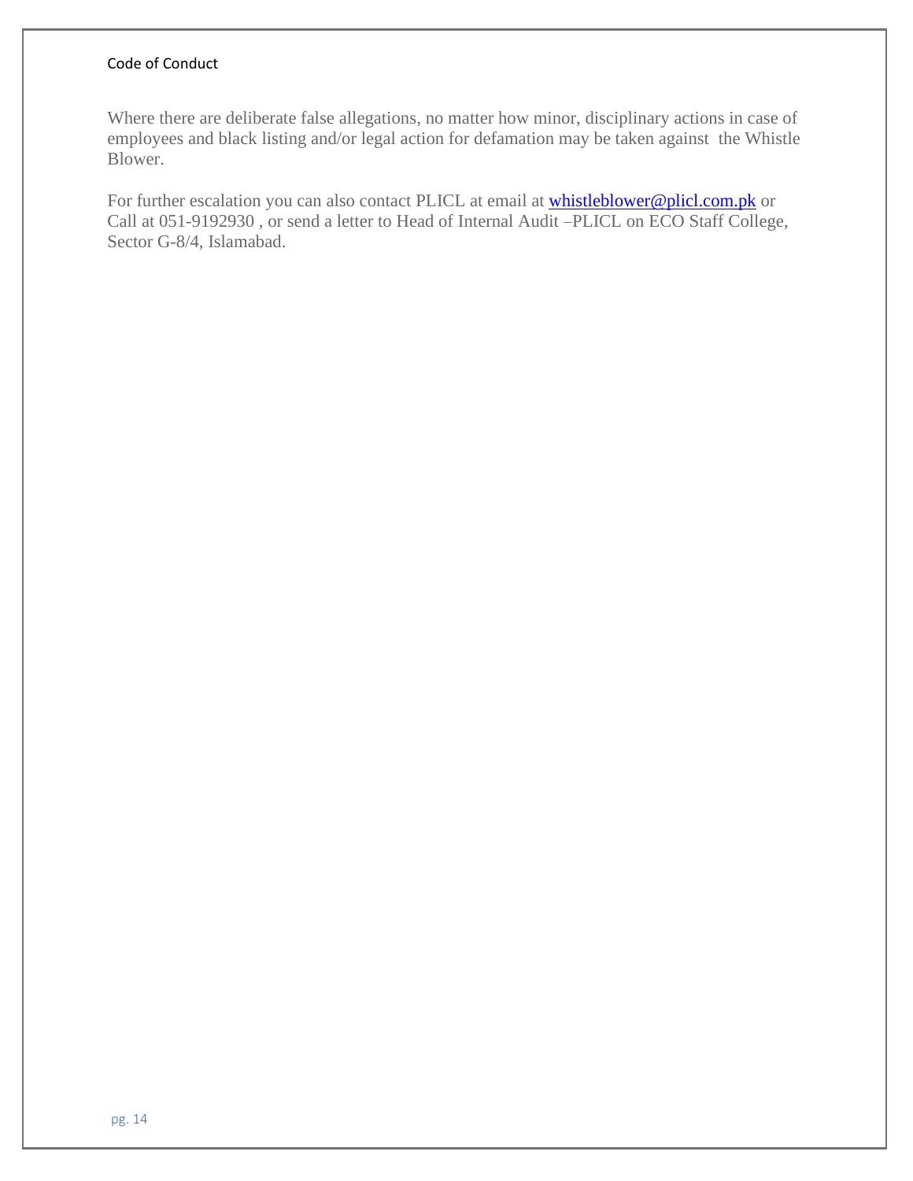Where there are deliberate false allegations, no matter how minor, disciplinary actions in case of employees and black listing and/or legal action for defamation may be taken against the Whistle Blower.

For further escalation you can also contact PLICL at email at whistleblower@plicl.com.pk or Call at 051-9192930 , or send a letter to Head of Internal Audit –PLICL on ECO Staff College, Sector G-8/4, Islamabad.